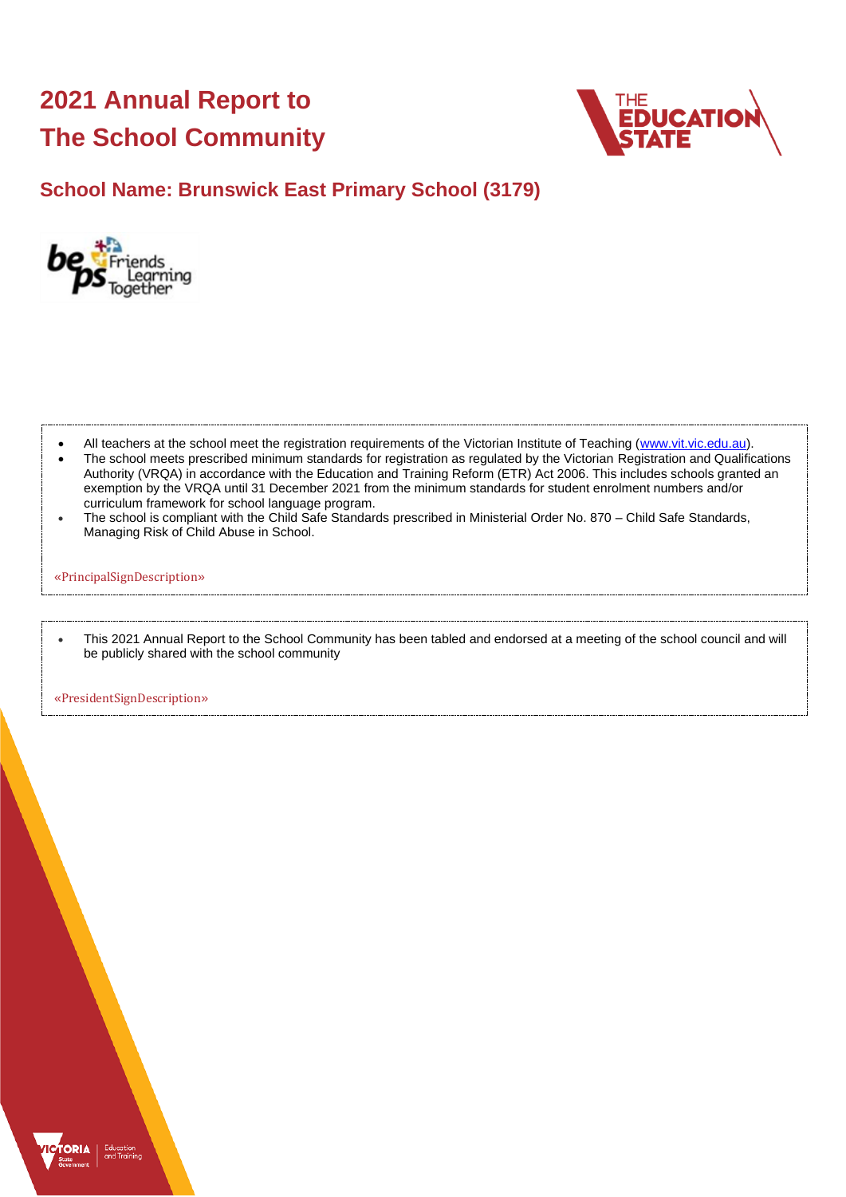# 2021 Annual Report to The School Community

## School Name: Brunswick East Primary School (3179)

- All teachers at the school meet the registration requirements of the Victorian Institute of Teaching (www.vit.vic.edu.au).
- The school meets prescribed minimum standards for registration as regulated by the Victorian Registration and Qualifications Authority (VRQA) in accordance with the Education and Training Reform (ETR) Act 2006. This includes schools granted an exemption by the VRQA until 31 December 2021 from the minimum standards for student enrolment numbers and/or curriculum framework for school language program.
- The school is compliant with the Child Safe Standards prescribed in Ministerial Order No. 870 – Child Safe Standards, Managing Risk of Child Abuse in School.

«PrincipalSignDescription»

- This 2021 Annual Report to the School Community has been tabled and endorsed at a meeting of the school council and will be publicly shared with the school community

«PresidentSignDescription»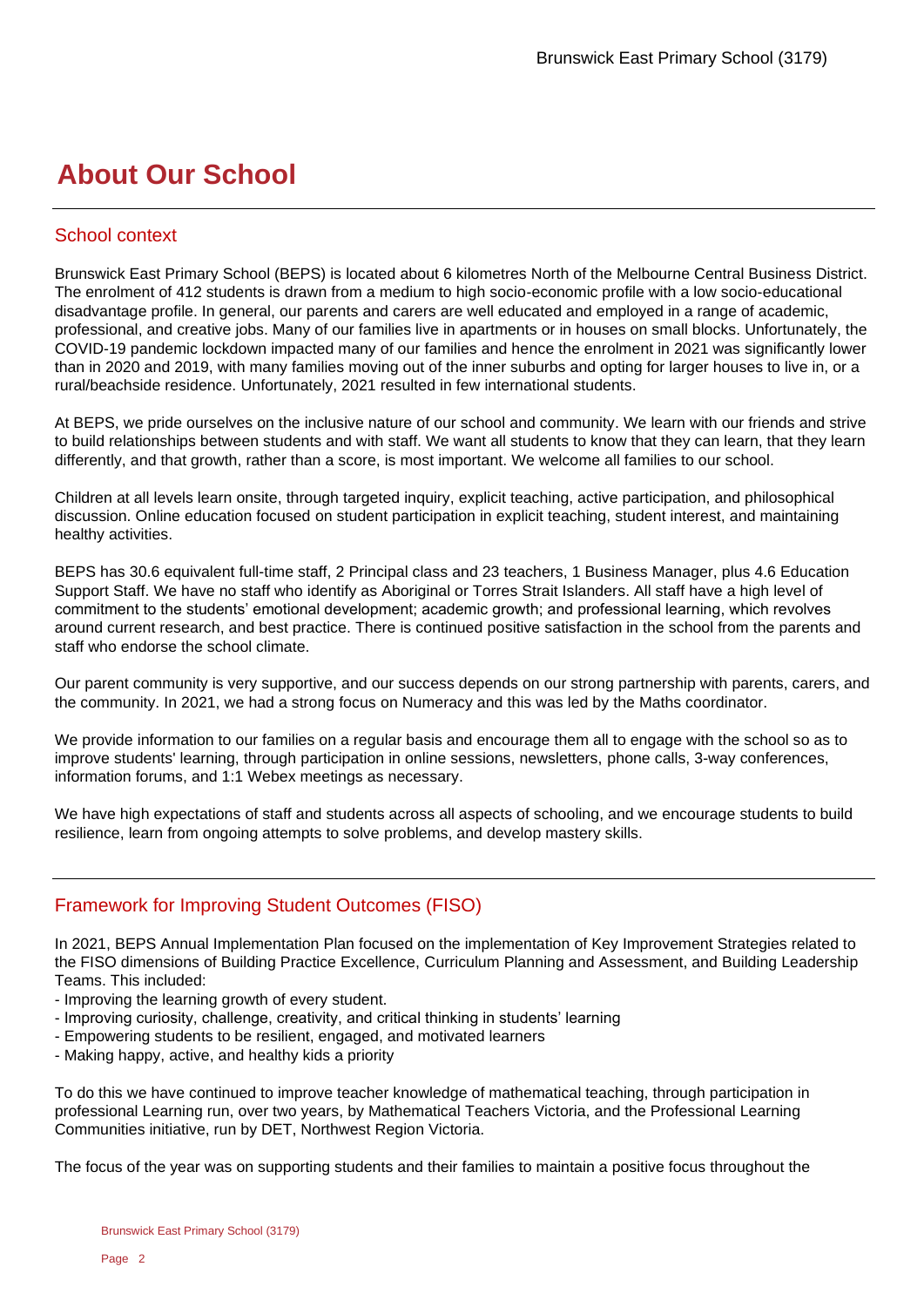# About Our School

## School context

Brunswick East Primary School (BEPS) is located about 6 kilometres North of the Melbourne Central Business District. The enrolment of 412 students is drawn from a medium to high socio-economic profile with a low socio-educational disadvantage profile. In general, our parents and carers are well educated and employed in a range of academic, professional, and creative jobs. Many of our families live in apartments or in houses on small blocks. Unfortunately, the COVID-19 pandemic lockdown impacted many of our families and hence the enrolment in 2021 was significantly lower than in 2020 and 2019, with many families moving out of the inner suburbs and opting for larger houses to live in, or a rural/beachside residence. Unfortunately, 2021 resulted in few international students.

At BEPS, we pride ourselves on the inclusive nature of our school and community. We learn with our friends and strive to build relationships between students and with staff. We want all students to know that they can learn, that they learn differently, and that growth, rather than a score, is most important. We welcome all families to our school.

Children at all levels learn onsite, through targeted inquiry, explicit teaching, active participation, and philosophical discussion. Online education focused on student participation in explicit teaching, student interest, and maintaining healthy activities.

BEPS has 30.6 equivalent full-time staff, 2 Principal class and 23 teachers, 1 Business Manager, plus 4.6 Education Support Staff. We have no staff who identify as Aboriginal or Torres Strait Islanders. All staff have a high level of commitment to the students' emotional development; academic growth; and professional learning, which revolves around current research, and best practice. There is continued positive satisfaction in the school from the parents and staff who endorse the school climate.

Our parent community is very supportive, and our success depends on our strong partnership with parents, carers, and the community. In 2021, we had a strong focus on Numeracy and this was led by the Maths coordinator.

We provide information to our families on a regular basis and encourage them all to engage with the school so as to improve students' learning, through participation in online sessions, newsletters, phone calls, 3-way conferences, information forums, and 1:1 Webex meetings as necessary.

We have high expectations of staff and students across all aspects of schooling, and we encourage students to build resilience, learn from ongoing attempts to solve problems, and develop mastery skills.

## Framework for Improving Student Outcomes (FISO)

In 2021, BEPS Annual Implementation Plan focused on the implementation of Key Improvement Strategies related to the FISO dimensions of Building Practice Excellence, Curriculum Planning and Assessment, and Building Leadership Teams. This included:

- Improving the learning growth of every student.
- Improving curiosity, challenge, creativity, and critical thinking in students' learning
- Empowering students to be resilient, engaged, and motivated learners
- Making happy, active, and healthy kids a priority

To do this we have continued to improve teacher knowledge of mathematical teaching, through participation in professional Learning run, over two years, by Mathematical Teachers Victoria, and the Professional Learning Communities initiative, run by DET, Northwest Region Victoria.

The focus of the year was on supporting students and their families to maintain a positive focus throughout the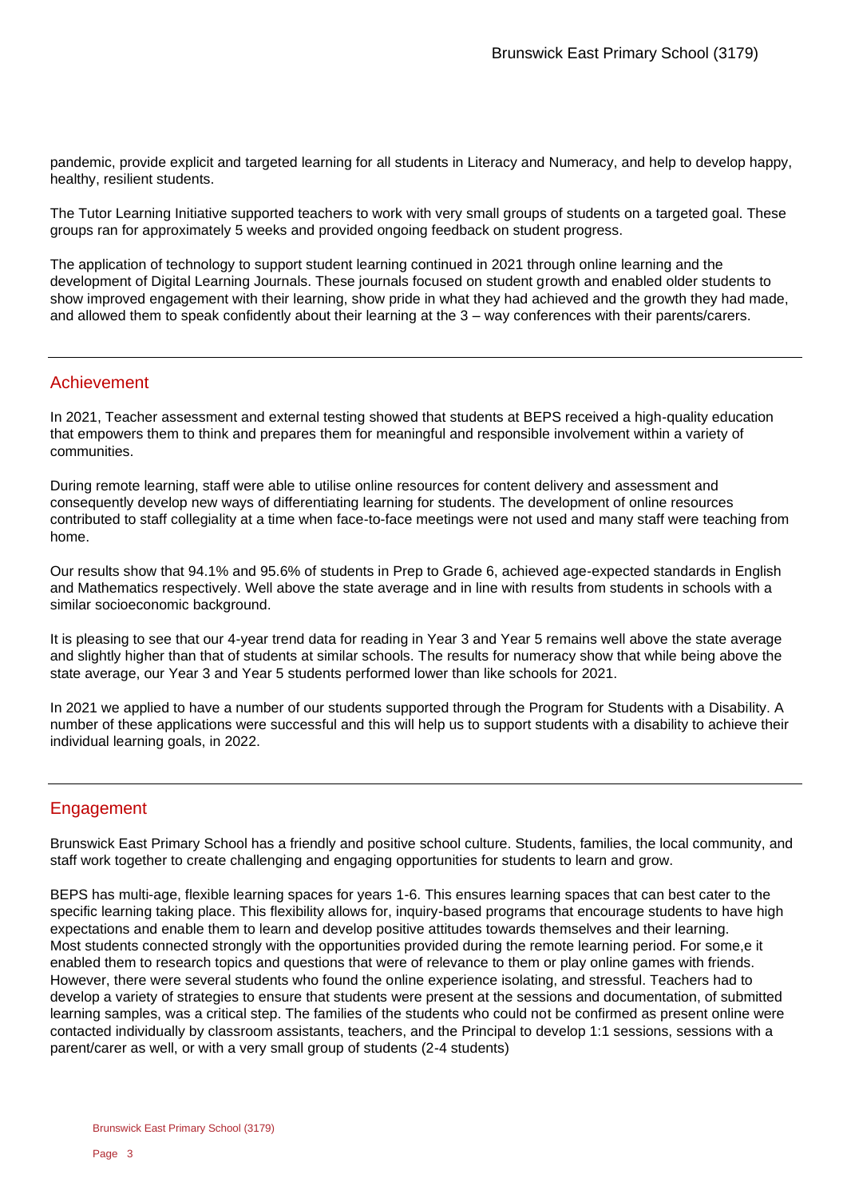pandemic, provide explicit and targeted learning for all students in Literacy and Numeracy, and help to develop happy, healthy, resilient students.

The Tutor Learning Initiative supported teachers to work with very small groups of students on a targeted goal. These groups ran for approximately 5 weeks and provided ongoing feedback on student progress.

The application of technology to support student learning continued in 2021 through online learning and the development of Digital Learning Journals. These journals focused on student growth and enabled older students to show improved engagement with their learning, show pride in what they had achieved and the growth they had made, and allowed them to speak confidently about their learning at the 3 – way conferences with their parents/carers.

## Achievement

In 2021, Teacher assessment and external testing showed that students at BEPS received a high-quality education that empowers them to think and prepares them for meaningful and responsible involvement within a variety of communities.

During remote learning, staff were able to utilise online resources for content delivery and assessment and consequently develop new ways of differentiating learning for students. The development of online resources contributed to staff collegiality at a time when face-to-face meetings were not used and many staff were teaching from home.

Our results show that 94.1% and 95.6% of students in Prep to Grade 6, achieved age-expected standards in English and Mathematics respectively. Well above the state average and in line with results from students in schools with a similar socioeconomic background.

It is pleasing to see that our 4-year trend data for reading in Year 3 and Year 5 remains well above the state average and slightly higher than that of students at similar schools. The results for numeracy show that while being above the state average, our Year 3 and Year 5 students performed lower than like schools for 2021.

In 2021 we applied to have a number of our students supported through the Program for Students with a Disability. A number of these applications were successful and this will help us to support students with a disability to achieve their individual learning goals, in 2022.

## Engagement

Brunswick East Primary School has a friendly and positive school culture. Students, families, the local community, and staff work together to create challenging and engaging opportunities for students to learn and grow.

BEPS has multi-age, flexible learning spaces for years 1-6. This ensures learning spaces that can best cater to the specific learning taking place. This flexibility allows for, inquiry-based programs that encourage students to have high expectations and enable them to learn and develop positive attitudes towards themselves and their learning. Most students connected strongly with the opportunities provided during the remote learning period. For some,e it enabled them to research topics and questions that were of relevance to them or play online games with friends. However, there were several students who found the online experience isolating, and stressful. Teachers had to develop a variety of strategies to ensure that students were present at the sessions and documentation, of submitted learning samples, was a critical step. The families of the students who could not be confirmed as present online were contacted individually by classroom assistants, teachers, and the Principal to develop 1:1 sessions, sessions with a parent/carer as well, or with a very small group of students (2-4 students)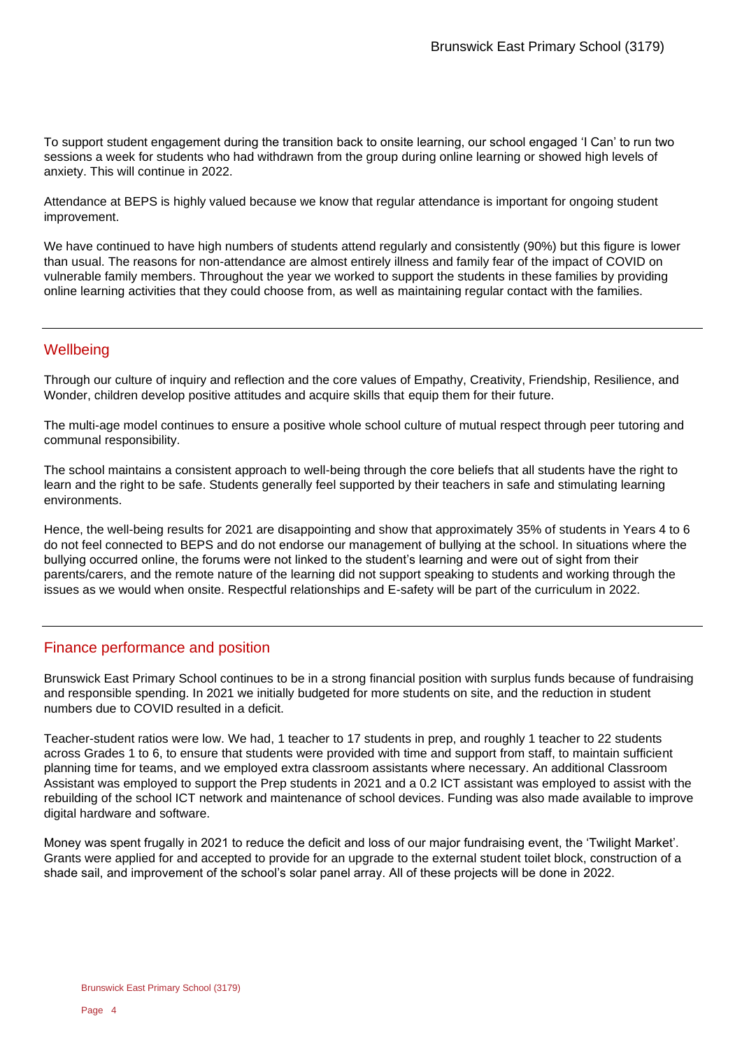To support student engagement during the transition back to onsite learning, our school engaged 'I Can' to run two sessions a week for students who had withdrawn from the group during online learning or showed high levels of anxiety. This will continue in 2022.

Attendance at BEPS is highly valued because we know that regular attendance is important for ongoing student improvement.

We have continued to have high numbers of students attend regularly and consistently (90%) but this figure is lower than usual. The reasons for non-attendance are almost entirely illness and family fear of the impact of COVID on vulnerable family members. Throughout the year we worked to support the students in these families by providing online learning activities that they could choose from, as well as maintaining regular contact with the families.

## Wellbeing

Through our culture of inquiry and reflection and the core values of Empathy, Creativity, Friendship, Resilience, and Wonder, children develop positive attitudes and acquire skills that equip them for their future.

The multi-age model continues to ensure a positive whole school culture of mutual respect through peer tutoring and communal responsibility.

The school maintains a consistent approach to well-being through the core beliefs that all students have the right to learn and the right to be safe. Students generally feel supported by their teachers in safe and stimulating learning environments.

Hence, the well-being results for 2021 are disappointing and show that approximately 35% of students in Years 4 to 6 do not feel connected to BEPS and do not endorse our management of bullying at the school. In situations where the bullying occurred online, the forums were not linked to the student's learning and were out of sight from their parents/carers, and the remote nature of the learning did not support speaking to students and working through the issues as we would when onsite. Respectful relationships and E-safety will be part of the curriculum in 2022.

## Finance performance and position

Brunswick East Primary School continues to be in a strong financial position with surplus funds because of fundraising and responsible spending. In 2021 we initially budgeted for more students on site, and the reduction in student numbers due to COVID resulted in a deficit.

Teacher-student ratios were low. We had, 1 teacher to 17 students in prep, and roughly 1 teacher to 22 students across Grades 1 to 6, to ensure that students were provided with time and support from staff, to maintain sufficient planning time for teams, and we employed extra classroom assistants where necessary. An additional Classroom Assistant was employed to support the Prep students in 2021 and a 0.2 ICT assistant was employed to assist with the rebuilding of the school ICT network and maintenance of school devices. Funding was also made available to improve digital hardware and software.

Money was spent frugally in 2021 to reduce the deficit and loss of our major fundraising event, the 'Twilight Market'. Grants were applied for and accepted to provide for an upgrade to the external student toilet block, construction of a shade sail, and improvement of the school's solar panel array. All of these projects will be done in 2022.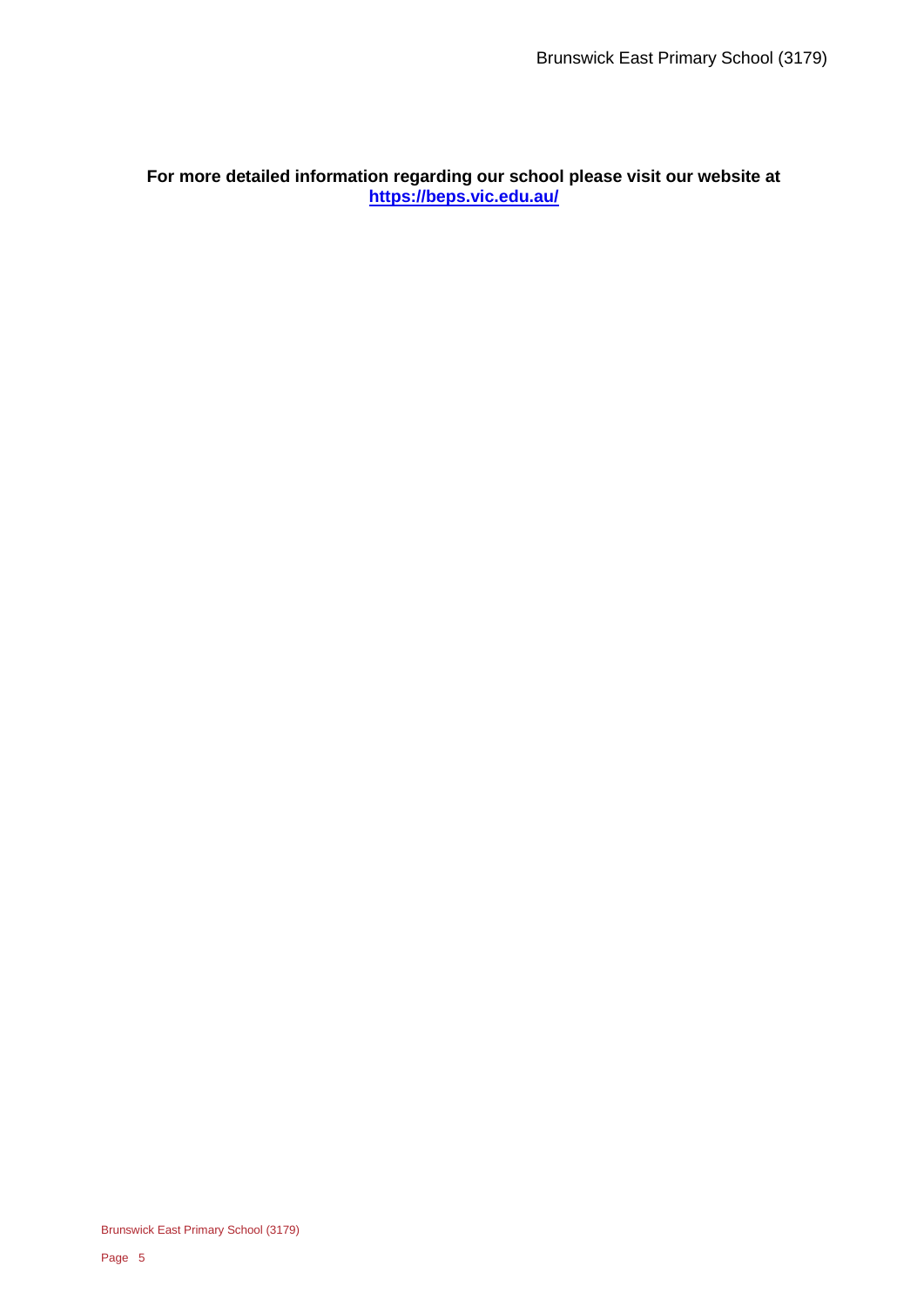**For more detailed information regarding our school please visit our website at [https://beps.vic.edu.au/](https://beps.vic.edu.au/)**